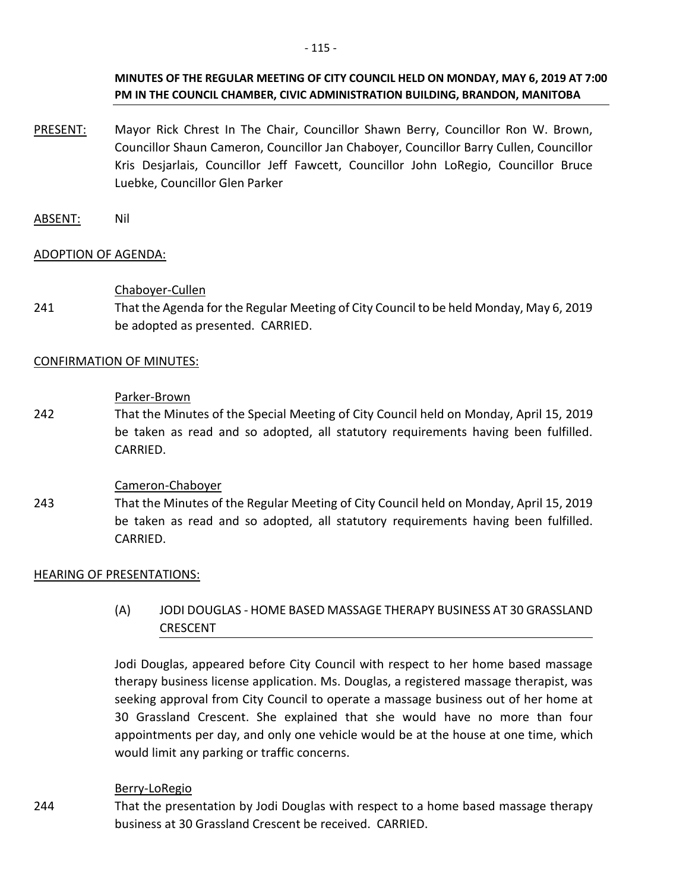**MINUTES OF THE REGULAR MEETING OF CITY COUNCIL HELD ON MONDAY, MAY 6, 2019 AT 7:00 PM IN THE COUNCIL CHAMBER, CIVIC ADMINISTRATION BUILDING, BRANDON, MANITOBA**

PRESENT: Mayor Rick Chrest In The Chair, Councillor Shawn Berry, Councillor Ron W. Brown, Councillor Shaun Cameron, Councillor Jan Chaboyer, Councillor Barry Cullen, Councillor Kris Desjarlais, Councillor Jeff Fawcett, Councillor John LoRegio, Councillor Bruce Luebke, Councillor Glen Parker

ABSENT: Nil

ADOPTION OF AGENDA:

Chaboyer-Cullen

241 That the Agenda for the Regular Meeting of City Council to be held Monday, May 6, 2019 be adopted as presented. CARRIED.

CONFIRMATION OF MINUTES:

Parker-Brown

242 That the Minutes of the Special Meeting of City Council held on Monday, April 15, 2019 be taken as read and so adopted, all statutory requirements having been fulfilled. CARRIED.

Cameron-Chaboyer

243 That the Minutes of the Regular Meeting of City Council held on Monday, April 15, 2019 be taken as read and so adopted, all statutory requirements having been fulfilled. CARRIED.

HEARING OF PRESENTATIONS:

(A) JODI DOUGLAS - HOME BASED MASSAGE THERAPY BUSINESS AT 30 GRASSLAND CRESCENT

Jodi Douglas, appeared before City Council with respect to her home based massage therapy business license application. Ms. Douglas, a registered massage therapist, was seeking approval from City Council to operate a massage business out of her home at 30 Grassland Crescent. She explained that she would have no more than four appointments per day, and only one vehicle would be at the house at one time, which would limit any parking or traffic concerns.

Berry-LoRegio

244 That the presentation by Jodi Douglas with respect to a home based massage therapy business at 30 Grassland Crescent be received. CARRIED.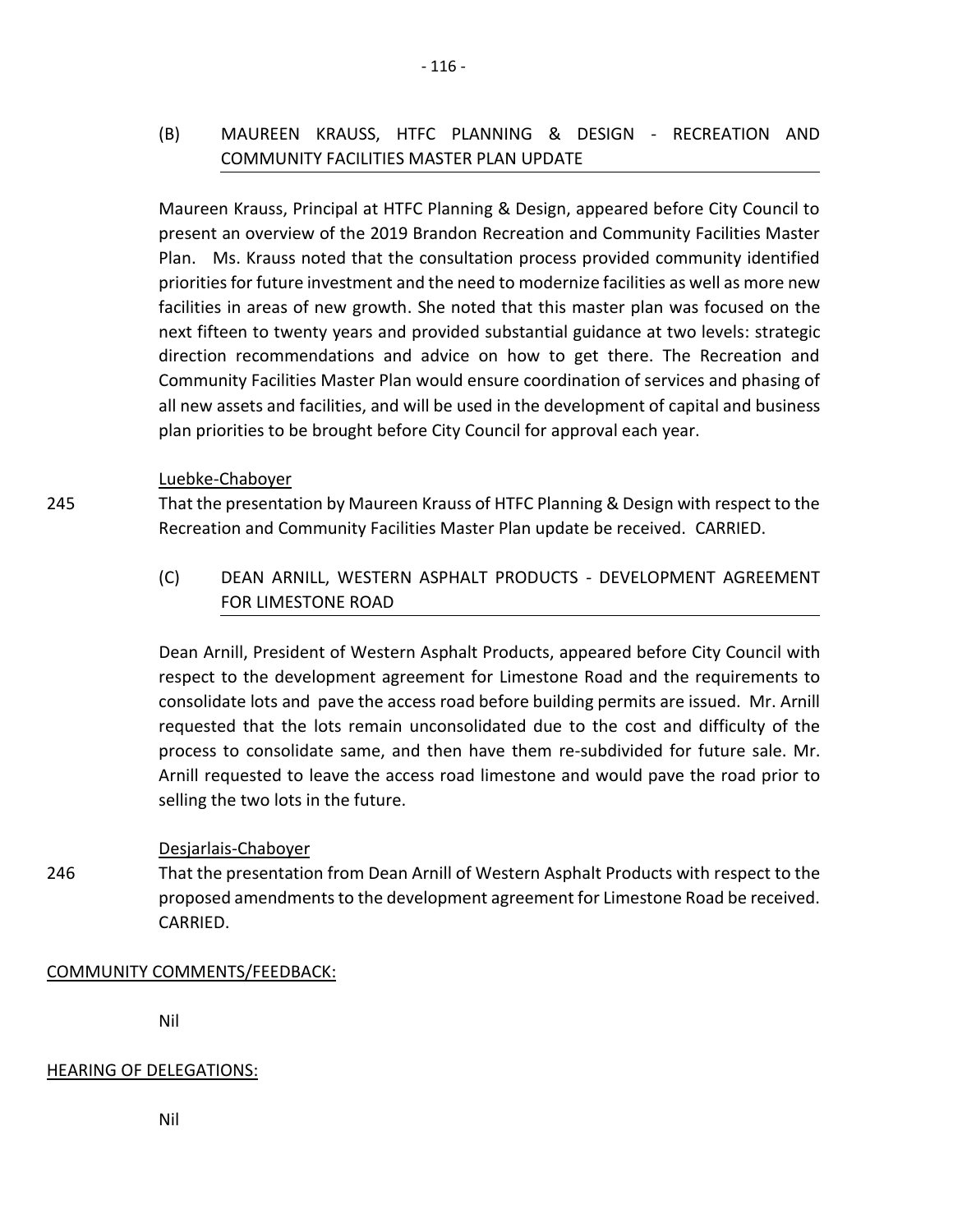(B) MAUREEN KRAUSS, HTFC PLANNING & DESIGN - RECREATION AND COMMUNITY FACILITIES MASTER PLAN UPDATE

Maureen Krauss, Principal at HTFC Planning & Design, appeared before City Council to present an overview of the 2019 Brandon Recreation and Community Facilities Master Plan. Ms. Krauss noted that the consultation process provided community identified priorities for future investment and the need to modernize facilities as well as more new facilities in areas of new growth. She noted that this master plan was focused on the next fifteen to twenty years and provided substantial guidance at two levels: strategic direction recommendations and advice on how to get there. The Recreation and Community Facilities Master Plan would ensure coordination of services and phasing of all new assets and facilities, and will be used in the development of capital and business plan priorities to be brought before City Council for approval each year.

Luebke-Chaboyer

245 That the presentation by Maureen Krauss of HTFC Planning & Design with respect to the Recreation and Community Facilities Master Plan update be received. CARRIED.

(C) DEAN ARNILL, WESTERN ASPHALT PRODUCTS - DEVELOPMENT AGREEMENT FOR LIMESTONE ROAD

Dean Arnill, President of Western Asphalt Products, appeared before City Council with respect to the development agreement for Limestone Road and the requirements to consolidate lots and pave the access road before building permits are issued. Mr. Arnill requested that the lots remain unconsolidated due to the cost and difficulty of the process to consolidate same, and then have them re-subdivided for future sale. Mr. Arnill requested to leave the access road limestone and would pave the road prior to selling the two lots in the future.

Desjarlais-Chaboyer

246 That the presentation from Dean Arnill of Western Asphalt Products with respect to the proposed amendments to the development agreement for Limestone Road be received. CARRIED.

COMMUNITY COMMENTS/FEEDBACK:

Nil

HEARING OF DELEGATIONS:

Nil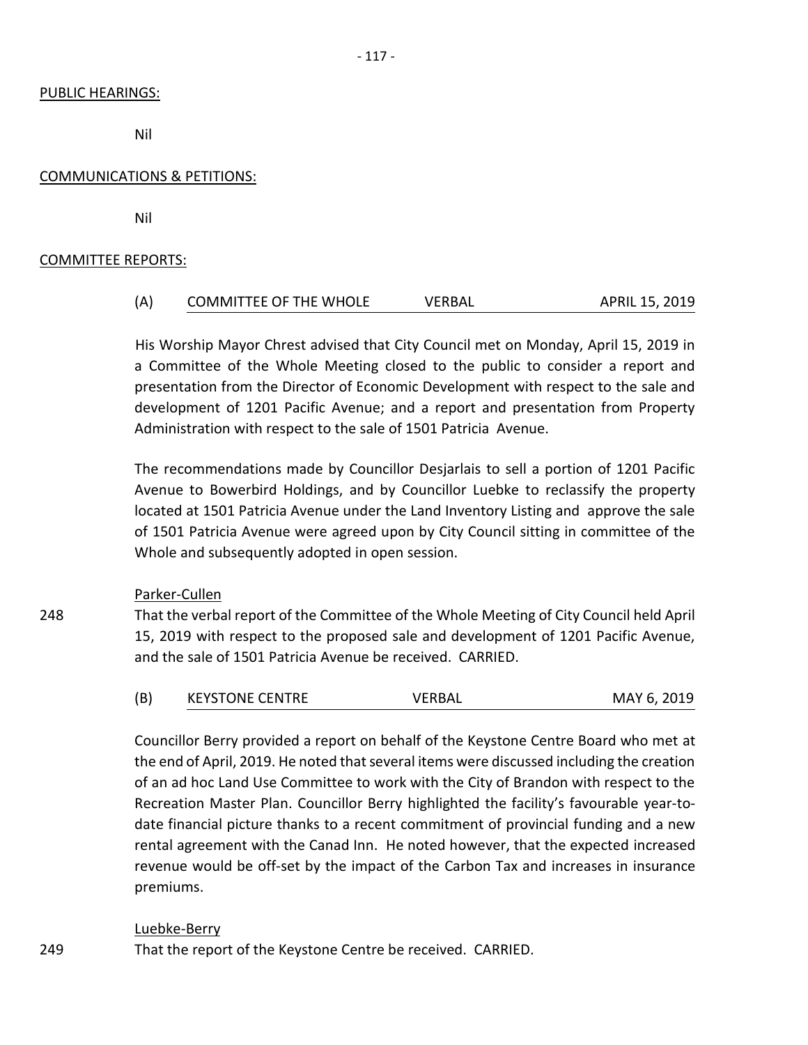PUBLIC HEARINGS:

Nil

COMMUNICATIONS & PETITIONS:

Nil

COMMITTEE REPORTS:

(A) COMMITTEE OF THE WHOLE VERBAL APRIL 15, 2019

His Worship Mayor Chrest advised that City Council met on Monday, April 15, 2019 in a Committee of the Whole Meeting closed to the public to consider a report and presentation from the Director of Economic Development with respect to the sale and development of 1201 Pacific Avenue; and a report and presentation from Property Administration with respect to the sale of 1501 Patricia Avenue.

The recommendations made by Councillor Desjarlais to sell a portion of 1201 Pacific Avenue to Bowerbird Holdings, and by Councillor Luebke to reclassify the property located at 1501 Patricia Avenue under the Land Inventory Listing and approve the sale of 1501 Patricia Avenue were agreed upon by City Council sitting in committee of the Whole and subsequently adopted in open session.

Parker-Cullen

248 That the verbal report of the Committee of the Whole Meeting of City Council held April 15, 2019 with respect to the proposed sale and development of 1201 Pacific Avenue, and the sale of 1501 Patricia Avenue be received. CARRIED.

(B) KEYSTONE CENTRE VERBAL MAY 6, 2019

Councillor Berry provided a report on behalf of the Keystone Centre Board who met at the end of April, 2019. He noted that several items were discussed including the creation of an ad hoc Land Use Committee to work with the City of Brandon with respect to the Recreation Master Plan. Councillor Berry highlighted the facility's favourable year-to-date financial picture thanks to a recent commitment of provincial funding and a new rental agreement with the Canad Inn. He noted however, that the expected increased revenue would be off-set by the impact of the Carbon Tax and increases in insurance premiums.

Luebke-Berry

249 That the report of the Keystone Centre be received. CARRIED.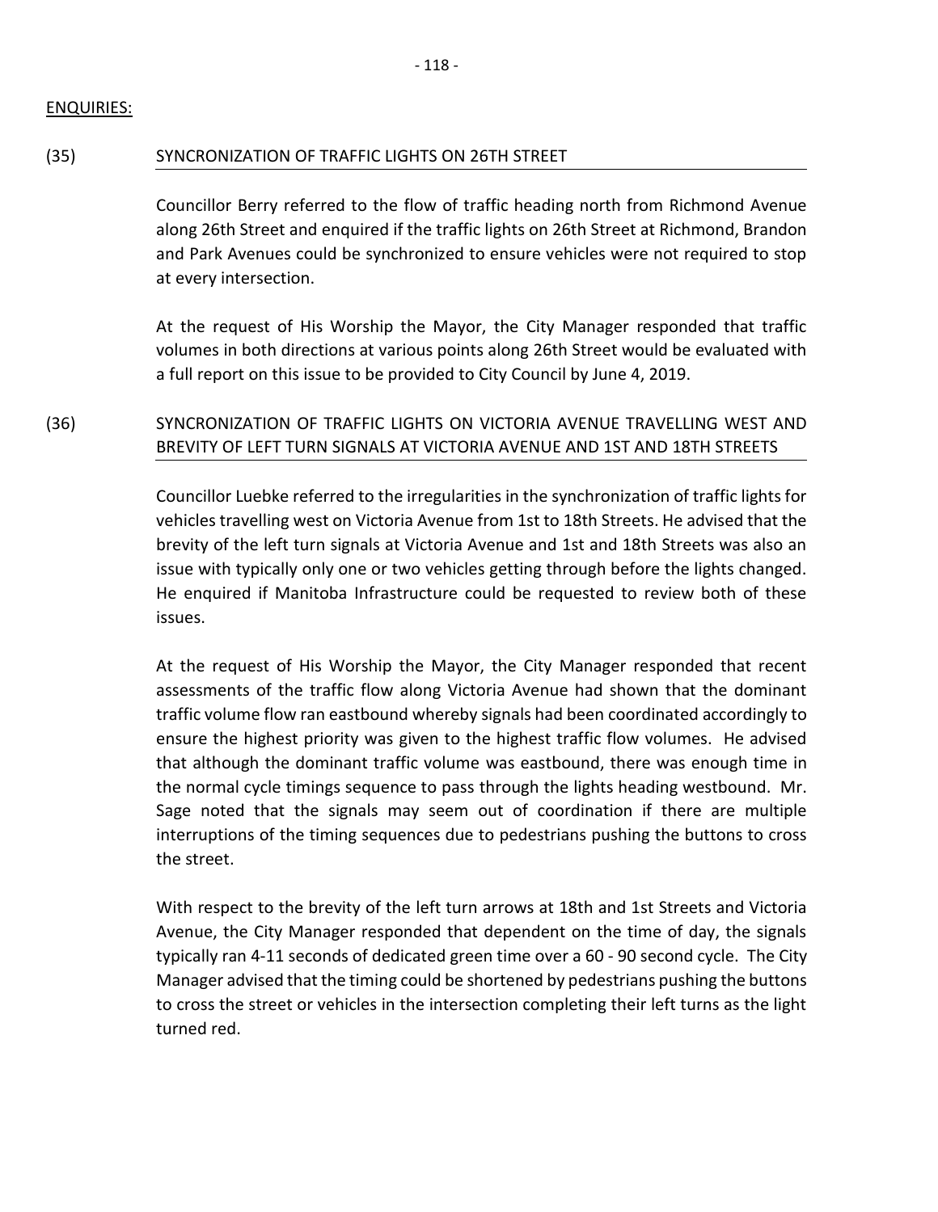## ENQUIRIES:

### (35) SYNCRONIZATION OF TRAFFIC LIGHTS ON 26TH STREET

Councillor Berry referred to the flow of traffic heading north from Richmond Avenue along 26th Street and enquired if the traffic lights on 26th Street at Richmond, Brandon and Park Avenues could be synchronized to ensure vehicles were not required to stop at every intersection.

At the request of His Worship the Mayor, the City Manager responded that traffic volumes in both directions at various points along 26th Street would be evaluated with a full report on this issue to be provided to City Council by June 4, 2019.

### (36) SYNCRONIZATION OF TRAFFIC LIGHTS ON VICTORIA AVENUE TRAVELLING WEST AND BREVITY OF LEFT TURN SIGNALS AT VICTORIA AVENUE AND 1ST AND 18TH STREETS

Councillor Luebke referred to the irregularities in the synchronization of traffic lights for vehicles travelling west on Victoria Avenue from 1st to 18th Streets. He advised that the brevity of the left turn signals at Victoria Avenue and 1st and 18th Streets was also an issue with typically only one or two vehicles getting through before the lights changed. He enquired if Manitoba Infrastructure could be requested to review both of these issues.

At the request of His Worship the Mayor, the City Manager responded that recent assessments of the traffic flow along Victoria Avenue had shown that the dominant traffic volume flow ran eastbound whereby signals had been coordinated accordingly to ensure the highest priority was given to the highest traffic flow volumes. He advised that although the dominant traffic volume was eastbound, there was enough time in the normal cycle timings sequence to pass through the lights heading westbound. Mr. Sage noted that the signals may seem out of coordination if there are multiple interruptions of the timing sequences due to pedestrians pushing the buttons to cross the street.

With respect to the brevity of the left turn arrows at 18th and 1st Streets and Victoria Avenue, the City Manager responded that dependent on the time of day, the signals typically ran 4-11 seconds of dedicated green time over a 60 - 90 second cycle. The City Manager advised that the timing could be shortened by pedestrians pushing the buttons to cross the street or vehicles in the intersection completing their left turns as the light turned red.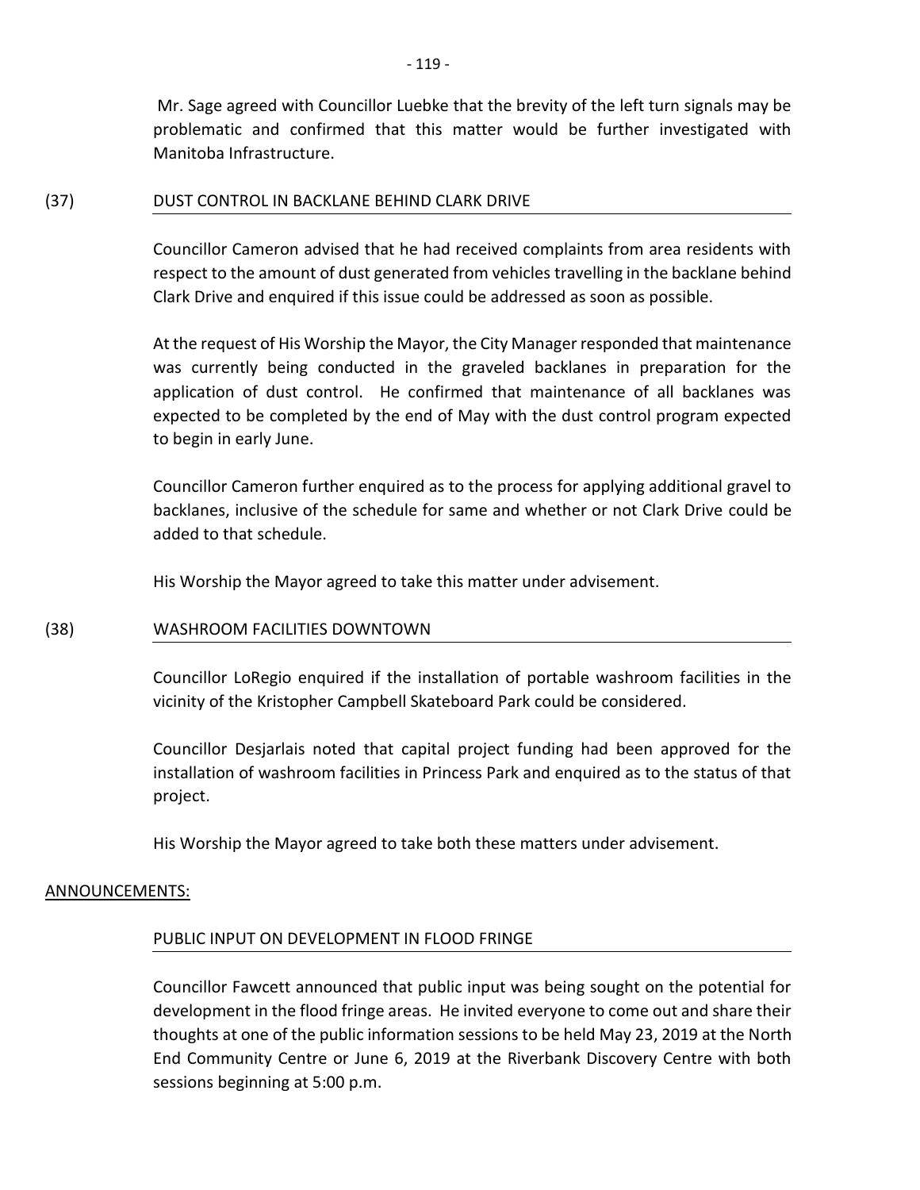Mr. Sage agreed with Councillor Luebke that the brevity of the left turn signals may be problematic and confirmed that this matter would be further investigated with Manitoba Infrastructure.

(37) DUST CONTROL IN BACKLANE BEHIND CLARK DRIVE

Councillor Cameron advised that he had received complaints from area residents with respect to the amount of dust generated from vehicles travelling in the backlane behind Clark Drive and enquired if this issue could be addressed as soon as possible.

At the request of His Worship the Mayor, the City Manager responded that maintenance was currently being conducted in the graveled backlanes in preparation for the application of dust control. He confirmed that maintenance of all backlanes was expected to be completed by the end of May with the dust control program expected to begin in early June.

Councillor Cameron further enquired as to the process for applying additional gravel to backlanes, inclusive of the schedule for same and whether or not Clark Drive could be added to that schedule.

His Worship the Mayor agreed to take this matter under advisement.

(38) WASHROOM FACILITIES DOWNTOWN

Councillor LoRegio enquired if the installation of portable washroom facilities in the vicinity of the Kristopher Campbell Skateboard Park could be considered.

Councillor Desjarlais noted that capital project funding had been approved for the installation of washroom facilities in Princess Park and enquired as to the status of that project.

His Worship the Mayor agreed to take both these matters under advisement.

ANNOUNCEMENTS:

PUBLIC INPUT ON DEVELOPMENT IN FLOOD FRINGE

Councillor Fawcett announced that public input was being sought on the potential for development in the flood fringe areas. He invited everyone to come out and share their thoughts at one of the public information sessions to be held May 23, 2019 at the North End Community Centre or June 6, 2019 at the Riverbank Discovery Centre with both sessions beginning at 5:00 p.m.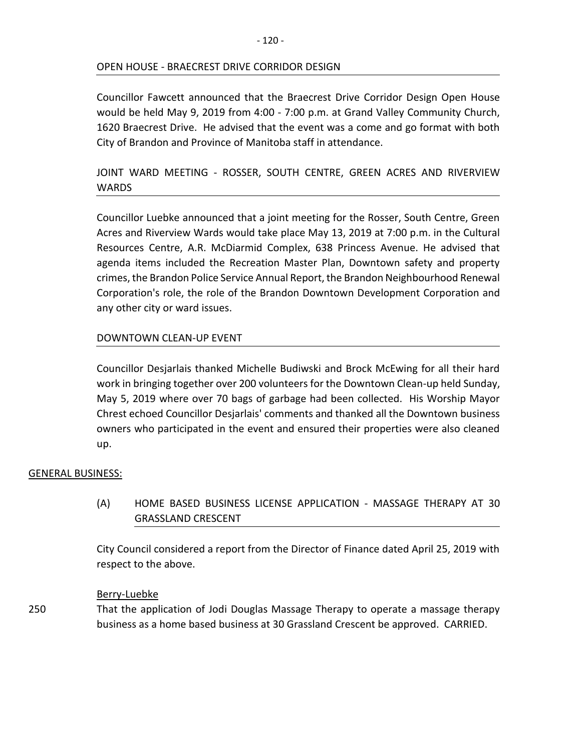OPEN HOUSE - BRAECREST DRIVE CORRIDOR DESIGN

Councillor Fawcett announced that the Braecrest Drive Corridor Design Open House would be held May 9, 2019 from 4:00 - 7:00 p.m. at Grand Valley Community Church, 1620 Braecrest Drive. He advised that the event was a come and go format with both City of Brandon and Province of Manitoba staff in attendance.

JOINT WARD MEETING - ROSSER, SOUTH CENTRE, GREEN ACRES AND RIVERVIEW WARDS

Councillor Luebke announced that a joint meeting for the Rosser, South Centre, Green Acres and Riverview Wards would take place May 13, 2019 at 7:00 p.m. in the Cultural Resources Centre, A.R. McDiarmid Complex, 638 Princess Avenue. He advised that agenda items included the Recreation Master Plan, Downtown safety and property crimes, the Brandon Police Service Annual Report, the Brandon Neighbourhood Renewal Corporation's role, the role of the Brandon Downtown Development Corporation and any other city or ward issues.

DOWNTOWN CLEAN-UP EVENT

Councillor Desjarlais thanked Michelle Budiwski and Brock McEwing for all their hard work in bringing together over 200 volunteers for the Downtown Clean-up held Sunday, May 5, 2019 where over 70 bags of garbage had been collected. His Worship Mayor Chrest echoed Councillor Desjarlais' comments and thanked all the Downtown business owners who participated in the event and ensured their properties were also cleaned up.

GENERAL BUSINESS:

(A) HOME BASED BUSINESS LICENSE APPLICATION - MASSAGE THERAPY AT 30 GRASSLAND CRESCENT

City Council considered a report from the Director of Finance dated April 25, 2019 with respect to the above.

Berry-Luebke

250 That the application of Jodi Douglas Massage Therapy to operate a massage therapy business as a home based business at 30 Grassland Crescent be approved. CARRIED.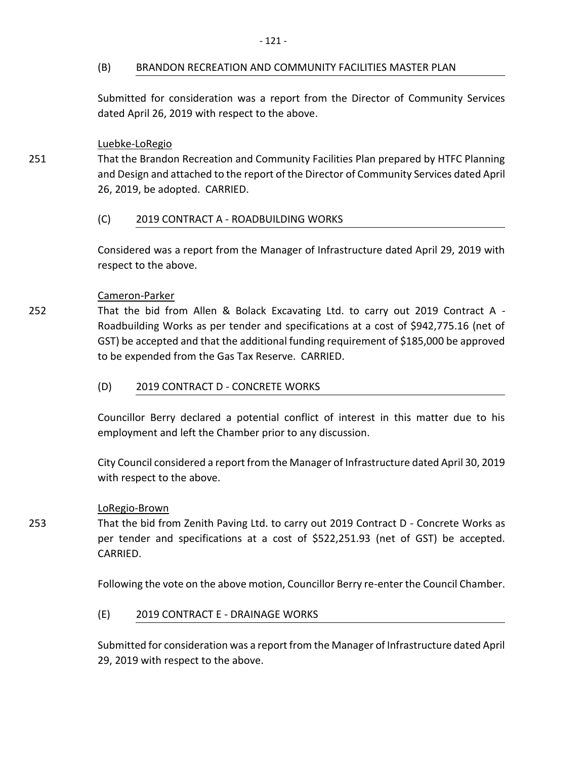### (B) BRANDON RECREATION AND COMMUNITY FACILITIES MASTER PLAN

Submitted for consideration was a report from the Director of Community Services dated April 26, 2019 with respect to the above.

Luebke-LoRegio

251 That the Brandon Recreation and Community Facilities Plan prepared by HTFC Planning and Design and attached to the report of the Director of Community Services dated April 26, 2019, be adopted. CARRIED.

### (C) 2019 CONTRACT A - ROADBUILDING WORKS

Considered was a report from the Manager of Infrastructure dated April 29, 2019 with respect to the above.

Cameron-Parker

252 That the bid from Allen & Bolack Excavating Ltd. to carry out 2019 Contract A - Roadbuilding Works as per tender and specifications at a cost of $942,775.16 (net of GST) be accepted and that the additional funding requirement of $185,000 be approved to be expended from the Gas Tax Reserve. CARRIED.

### (D) 2019 CONTRACT D - CONCRETE WORKS

Councillor Berry declared a potential conflict of interest in this matter due to his employment and left the Chamber prior to any discussion.

City Council considered a report from the Manager of Infrastructure dated April 30, 2019 with respect to the above.

LoRegio-Brown

253 That the bid from Zenith Paving Ltd. to carry out 2019 Contract D - Concrete Works as per tender and specifications at a cost of $522,251.93 (net of GST) be accepted. CARRIED.

Following the vote on the above motion, Councillor Berry re-enter the Council Chamber.

### (E) 2019 CONTRACT E - DRAINAGE WORKS

Submitted for consideration was a report from the Manager of Infrastructure dated April 29, 2019 with respect to the above.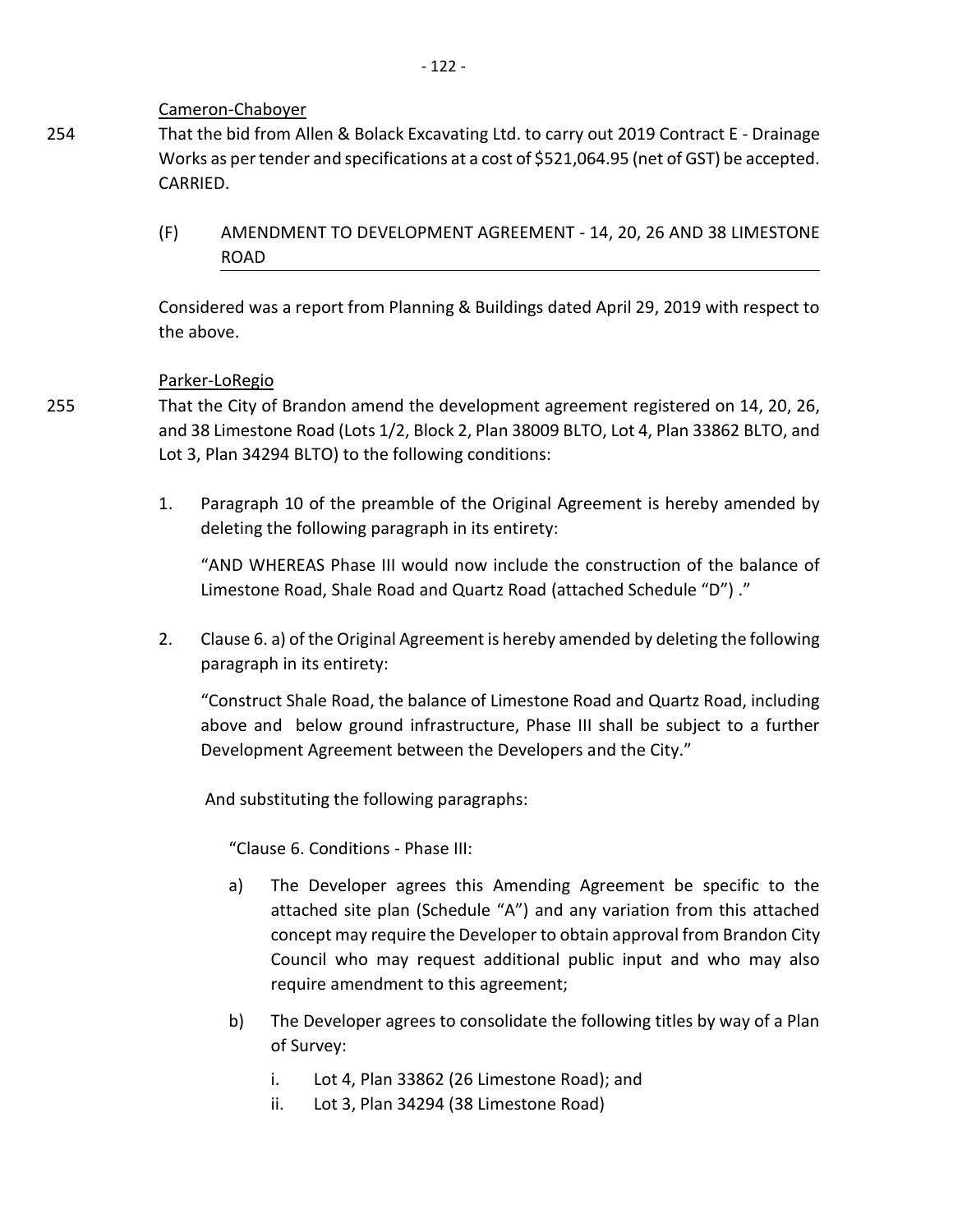Cameron-Chaboyer

254 That the bid from Allen & Bolack Excavating Ltd. to carry out 2019 Contract E - Drainage Works as per tender and specifications at a cost of $521,064.95 (net of GST) be accepted. CARRIED.

(F) AMENDMENT TO DEVELOPMENT AGREEMENT - 14, 20, 26 AND 38 LIMESTONE ROAD

Considered was a report from Planning & Buildings dated April 29, 2019 with respect to the above.

Parker-LoRegio

255 That the City of Brandon amend the development agreement registered on 14, 20, 26, and 38 Limestone Road (Lots 1/2, Block 2, Plan 38009 BLTO, Lot 4, Plan 33862 BLTO, and Lot 3, Plan 34294 BLTO) to the following conditions:

1. Paragraph 10 of the preamble of the Original Agreement is hereby amended by deleting the following paragraph in its entirety:

   "AND WHEREAS Phase III would now include the construction of the balance of Limestone Road, Shale Road and Quartz Road (attached Schedule "D") ."

2. Clause 6. a) of the Original Agreement is hereby amended by deleting the following paragraph in its entirety:

   "Construct Shale Road, the balance of Limestone Road and Quartz Road, including above and below ground infrastructure, Phase III shall be subject to a further Development Agreement between the Developers and the City."

   And substituting the following paragraphs:

   "Clause 6. Conditions - Phase III:

   a) The Developer agrees this Amending Agreement be specific to the attached site plan (Schedule "A") and any variation from this attached concept may require the Developer to obtain approval from Brandon City Council who may request additional public input and who may also require amendment to this agreement;

   b) The Developer agrees to consolidate the following titles by way of a Plan of Survey:

      i. Lot 4, Plan 33862 (26 Limestone Road); and
      ii. Lot 3, Plan 34294 (38 Limestone Road)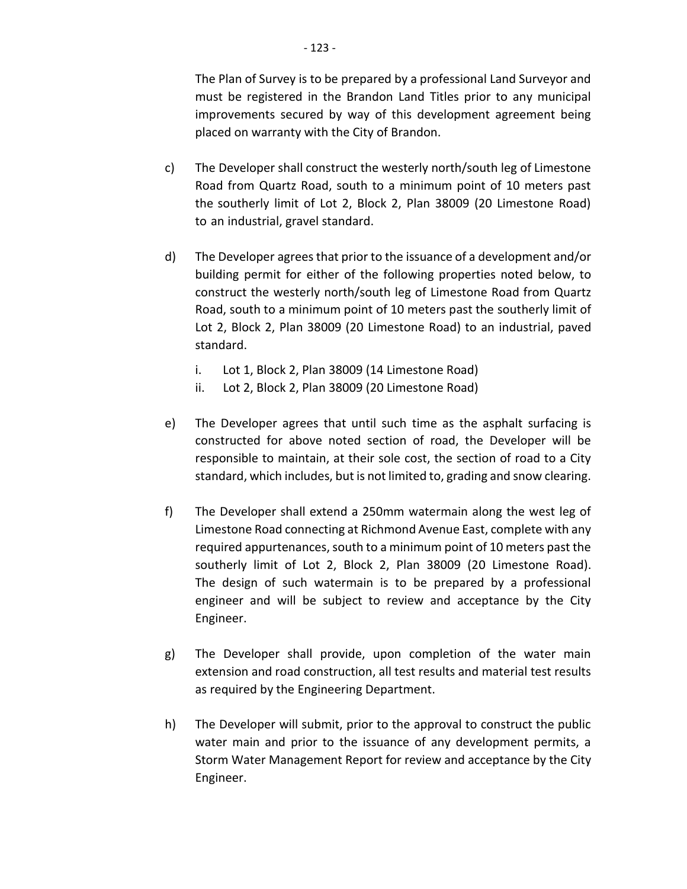The Plan of Survey is to be prepared by a professional Land Surveyor and must be registered in the Brandon Land Titles prior to any municipal improvements secured by way of this development agreement being placed on warranty with the City of Brandon.

c) The Developer shall construct the westerly north/south leg of Limestone Road from Quartz Road, south to a minimum point of 10 meters past the southerly limit of Lot 2, Block 2, Plan 38009 (20 Limestone Road) to an industrial, gravel standard.

d) The Developer agrees that prior to the issuance of a development and/or building permit for either of the following properties noted below, to construct the westerly north/south leg of Limestone Road from Quartz Road, south to a minimum point of 10 meters past the southerly limit of Lot 2, Block 2, Plan 38009 (20 Limestone Road) to an industrial, paved standard.

   i. Lot 1, Block 2, Plan 38009 (14 Limestone Road)
   ii. Lot 2, Block 2, Plan 38009 (20 Limestone Road)

e) The Developer agrees that until such time as the asphalt surfacing is constructed for above noted section of road, the Developer will be responsible to maintain, at their sole cost, the section of road to a City standard, which includes, but is not limited to, grading and snow clearing.

f) The Developer shall extend a 250mm watermain along the west leg of Limestone Road connecting at Richmond Avenue East, complete with any required appurtenances, south to a minimum point of 10 meters past the southerly limit of Lot 2, Block 2, Plan 38009 (20 Limestone Road). The design of such watermain is to be prepared by a professional engineer and will be subject to review and acceptance by the City Engineer.

g) The Developer shall provide, upon completion of the water main extension and road construction, all test results and material test results as required by the Engineering Department.

h) The Developer will submit, prior to the approval to construct the public water main and prior to the issuance of any development permits, a Storm Water Management Report for review and acceptance by the City Engineer.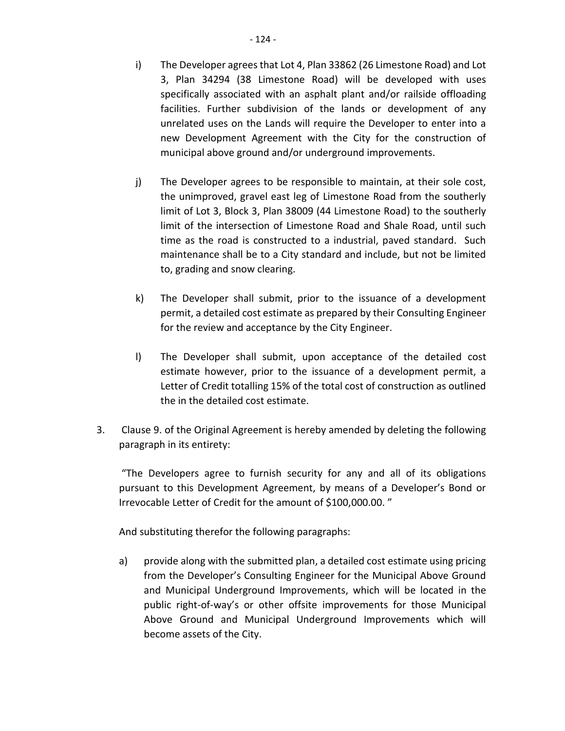i) The Developer agrees that Lot 4, Plan 33862 (26 Limestone Road) and Lot 3, Plan 34294 (38 Limestone Road) will be developed with uses specifically associated with an asphalt plant and/or railside offloading facilities. Further subdivision of the lands or development of any unrelated uses on the Lands will require the Developer to enter into a new Development Agreement with the City for the construction of municipal above ground and/or underground improvements.

j) The Developer agrees to be responsible to maintain, at their sole cost, the unimproved, gravel east leg of Limestone Road from the southerly limit of Lot 3, Block 3, Plan 38009 (44 Limestone Road) to the southerly limit of the intersection of Limestone Road and Shale Road, until such time as the road is constructed to a industrial, paved standard. Such maintenance shall be to a City standard and include, but not be limited to, grading and snow clearing.

k) The Developer shall submit, prior to the issuance of a development permit, a detailed cost estimate as prepared by their Consulting Engineer for the review and acceptance by the City Engineer.

l) The Developer shall submit, upon acceptance of the detailed cost estimate however, prior to the issuance of a development permit, a Letter of Credit totalling 15% of the total cost of construction as outlined the in the detailed cost estimate.

3. Clause 9. of the Original Agreement is hereby amended by deleting the following paragraph in its entirety:

"The Developers agree to furnish security for any and all of its obligations pursuant to this Development Agreement, by means of a Developer's Bond or Irrevocable Letter of Credit for the amount of $100,000.00. "

And substituting therefor the following paragraphs:

a) provide along with the submitted plan, a detailed cost estimate using pricing from the Developer's Consulting Engineer for the Municipal Above Ground and Municipal Underground Improvements, which will be located in the public right-of-way's or other offsite improvements for those Municipal Above Ground and Municipal Underground Improvements which will become assets of the City.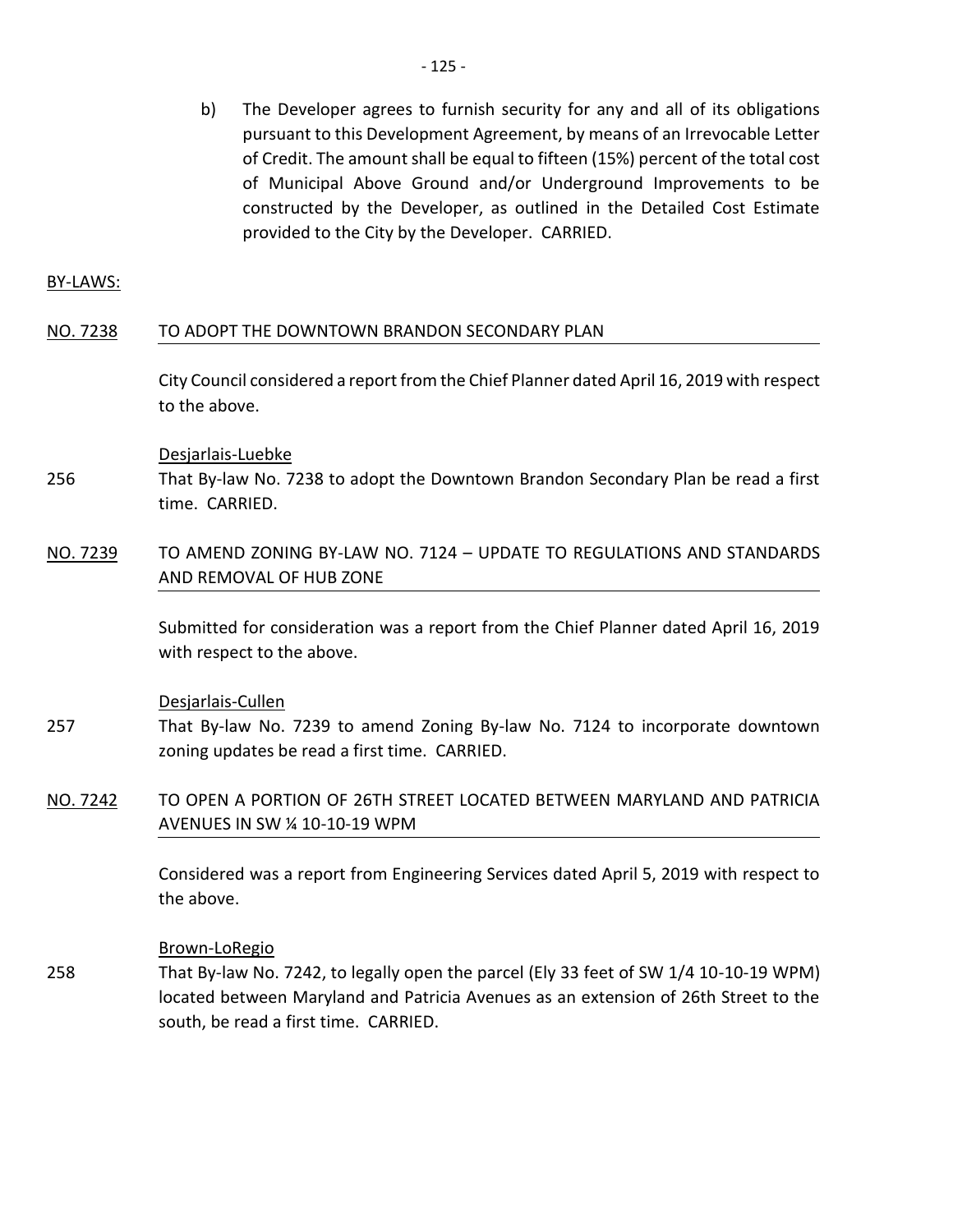b) The Developer agrees to furnish security for any and all of its obligations pursuant to this Development Agreement, by means of an Irrevocable Letter of Credit. The amount shall be equal to fifteen (15%) percent of the total cost of Municipal Above Ground and/or Underground Improvements to be constructed by the Developer, as outlined in the Detailed Cost Estimate provided to the City by the Developer. CARRIED.

BY-LAWS:

NO. 7238 TO ADOPT THE DOWNTOWN BRANDON SECONDARY PLAN

City Council considered a report from the Chief Planner dated April 16, 2019 with respect to the above.

Desjarlais-Luebke

256 That By-law No. 7238 to adopt the Downtown Brandon Secondary Plan be read a first time. CARRIED.

NO. 7239 TO AMEND ZONING BY-LAW NO. 7124 – UPDATE TO REGULATIONS AND STANDARDS AND REMOVAL OF HUB ZONE

Submitted for consideration was a report from the Chief Planner dated April 16, 2019 with respect to the above.

Desjarlais-Cullen

257 That By-law No. 7239 to amend Zoning By-law No. 7124 to incorporate downtown zoning updates be read a first time. CARRIED.

NO. 7242 TO OPEN A PORTION OF 26TH STREET LOCATED BETWEEN MARYLAND AND PATRICIA AVENUES IN SW ¼ 10-10-19 WPM

Considered was a report from Engineering Services dated April 5, 2019 with respect to the above.

Brown-LoRegio

258 That By-law No. 7242, to legally open the parcel (Ely 33 feet of SW 1/4 10-10-19 WPM) located between Maryland and Patricia Avenues as an extension of 26th Street to the south, be read a first time. CARRIED.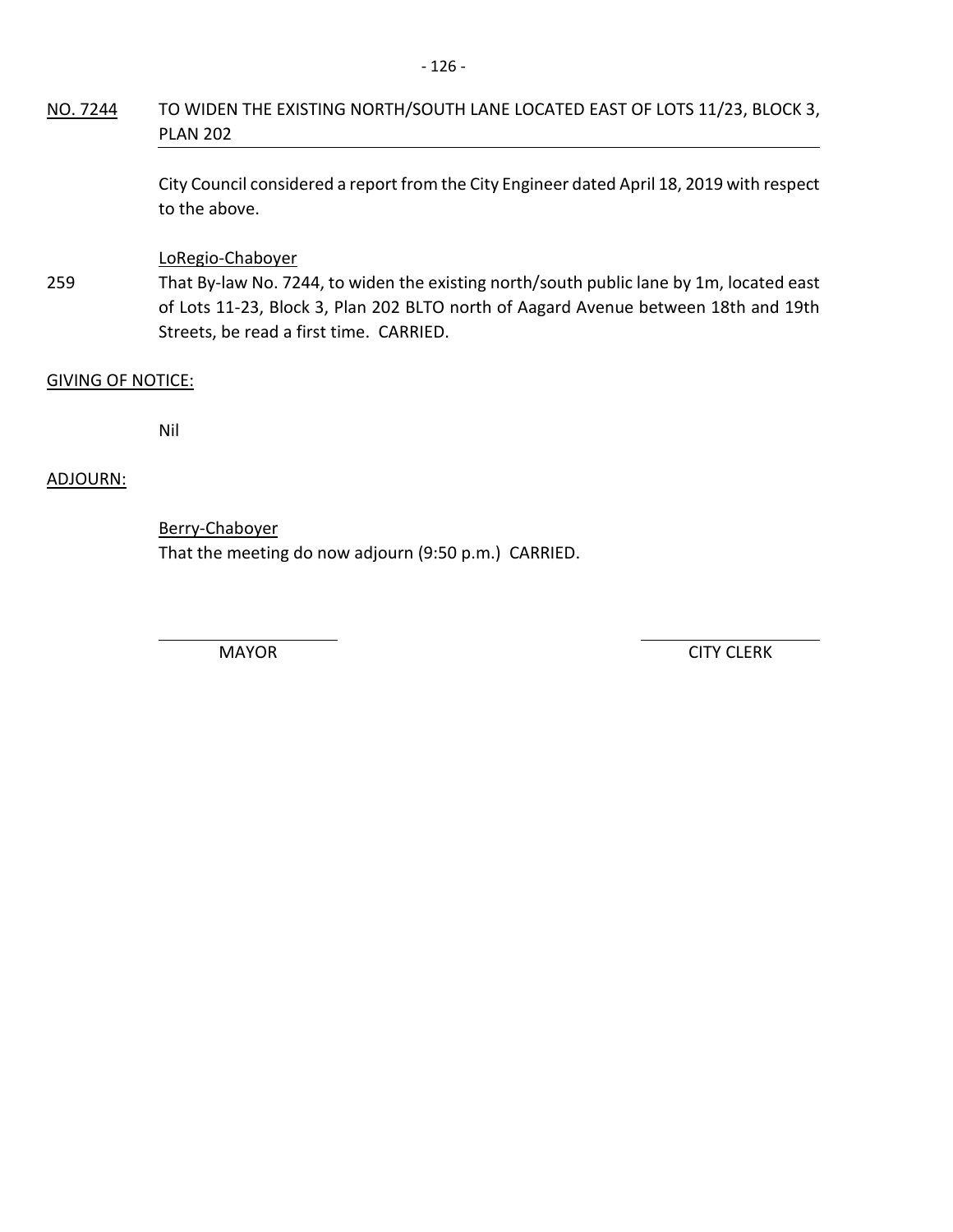NO. 7244 TO WIDEN THE EXISTING NORTH/SOUTH LANE LOCATED EAST OF LOTS 11/23, BLOCK 3, PLAN 202

City Council considered a report from the City Engineer dated April 18, 2019 with respect to the above.

LoRegio-Chaboyer

259 That By-law No. 7244, to widen the existing north/south public lane by 1m, located east of Lots 11-23, Block 3, Plan 202 BLTO north of Aagard Avenue between 18th and 19th Streets, be read a first time. CARRIED.

GIVING OF NOTICE:

Nil

ADJOURN:

Berry-Chaboyer

That the meeting do now adjourn (9:50 p.m.) CARRIED.

MAYOR CITY CLERK